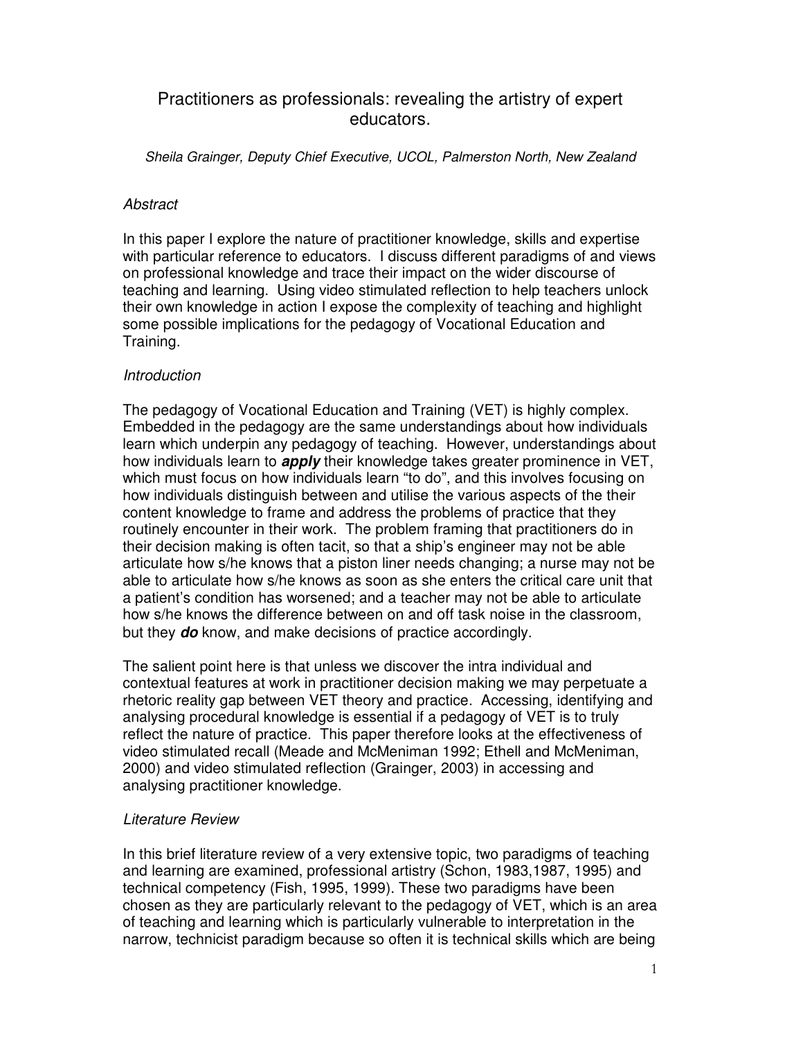# Practitioners as professionals: revealing the artistry of expert educators.

*Sheila Grainger, Deputy Chief Executive, UCOL, Palmerston North, New Zealand*

## *Abstract*

In this paper I explore the nature of practitioner knowledge, skills and expertise with particular reference to educators. I discuss different paradigms of and views on professional knowledge and trace their impact on the wider discourse of teaching and learning. Using video stimulated reflection to help teachers unlock their own knowledge in action I expose the complexity of teaching and highlight some possible implications for the pedagogy of Vocational Education and Training.

## *Introduction*

The pedagogy of Vocational Education and Training (VET) is highly complex. Embedded in the pedagogy are the same understandings about how individuals learn which underpin any pedagogy of teaching. However, understandings about how individuals learn to ***apply*** their knowledge takes greater prominence in VET, which must focus on how individuals learn "to do", and this involves focusing on how individuals distinguish between and utilise the various aspects of the their content knowledge to frame and address the problems of practice that they routinely encounter in their work. The problem framing that practitioners do in their decision making is often tacit, so that a ship's engineer may not be able articulate how s/he knows that a piston liner needs changing; a nurse may not be able to articulate how s/he knows as soon as she enters the critical care unit that a patient's condition has worsened; and a teacher may not be able to articulate how s/he knows the difference between on and off task noise in the classroom, but they ***do*** know, and make decisions of practice accordingly.

The salient point here is that unless we discover the intra individual and contextual features at work in practitioner decision making we may perpetuate a rhetoric reality gap between VET theory and practice. Accessing, identifying and analysing procedural knowledge is essential if a pedagogy of VET is to truly reflect the nature of practice. This paper therefore looks at the effectiveness of video stimulated recall (Meade and McMeniman 1992; Ethell and McMeniman, 2000) and video stimulated reflection (Grainger, 2003) in accessing and analysing practitioner knowledge.

## *Literature Review*

In this brief literature review of a very extensive topic, two paradigms of teaching and learning are examined, professional artistry (Schon, 1983,1987, 1995) and technical competency (Fish, 1995, 1999). These two paradigms have been chosen as they are particularly relevant to the pedagogy of VET, which is an area of teaching and learning which is particularly vulnerable to interpretation in the narrow, technicist paradigm because so often it is technical skills which are being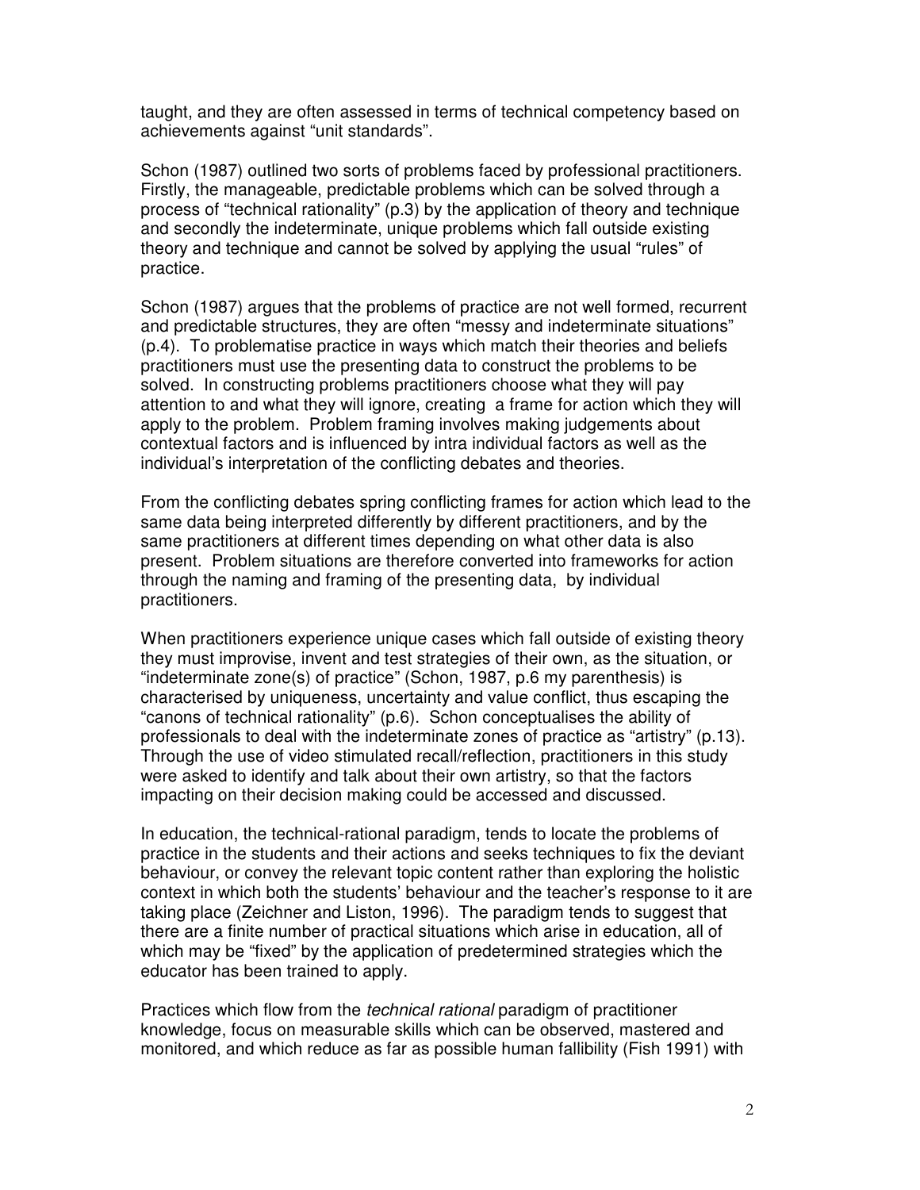taught, and they are often assessed in terms of technical competency based on achievements against "unit standards".

Schon (1987) outlined two sorts of problems faced by professional practitioners. Firstly, the manageable, predictable problems which can be solved through a process of "technical rationality" (p.3) by the application of theory and technique and secondly the indeterminate, unique problems which fall outside existing theory and technique and cannot be solved by applying the usual "rules" of practice.

Schon (1987) argues that the problems of practice are not well formed, recurrent and predictable structures, they are often "messy and indeterminate situations" (p.4). To problematise practice in ways which match their theories and beliefs practitioners must use the presenting data to construct the problems to be solved. In constructing problems practitioners choose what they will pay attention to and what they will ignore, creating a frame for action which they will apply to the problem. Problem framing involves making judgements about contextual factors and is influenced by intra individual factors as well as the individual's interpretation of the conflicting debates and theories.

From the conflicting debates spring conflicting frames for action which lead to the same data being interpreted differently by different practitioners, and by the same practitioners at different times depending on what other data is also present. Problem situations are therefore converted into frameworks for action through the naming and framing of the presenting data, by individual practitioners.

When practitioners experience unique cases which fall outside of existing theory they must improvise, invent and test strategies of their own, as the situation, or "indeterminate zone(s) of practice" (Schon, 1987, p.6 my parenthesis) is characterised by uniqueness, uncertainty and value conflict, thus escaping the "canons of technical rationality" (p.6). Schon conceptualises the ability of professionals to deal with the indeterminate zones of practice as "artistry" (p.13). Through the use of video stimulated recall/reflection, practitioners in this study were asked to identify and talk about their own artistry, so that the factors impacting on their decision making could be accessed and discussed.

In education, the technical-rational paradigm, tends to locate the problems of practice in the students and their actions and seeks techniques to fix the deviant behaviour, or convey the relevant topic content rather than exploring the holistic context in which both the students' behaviour and the teacher's response to it are taking place (Zeichner and Liston, 1996). The paradigm tends to suggest that there are a finite number of practical situations which arise in education, all of which may be "fixed" by the application of predetermined strategies which the educator has been trained to apply.

Practices which flow from the *technical rational* paradigm of practitioner knowledge, focus on measurable skills which can be observed, mastered and monitored, and which reduce as far as possible human fallibility (Fish 1991) with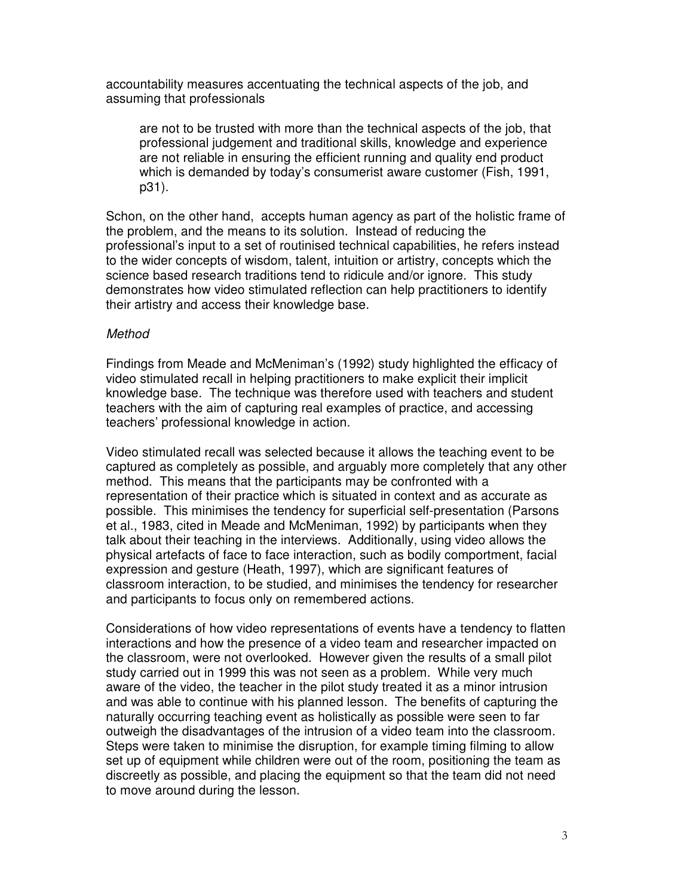accountability measures accentuating the technical aspects of the job, and assuming that professionals

> are not to be trusted with more than the technical aspects of the job, that professional judgement and traditional skills, knowledge and experience are not reliable in ensuring the efficient running and quality end product which is demanded by today's consumerist aware customer (Fish, 1991, p31).

Schon, on the other hand, accepts human agency as part of the holistic frame of the problem, and the means to its solution. Instead of reducing the professional's input to a set of routinised technical capabilities, he refers instead to the wider concepts of wisdom, talent, intuition or artistry, concepts which the science based research traditions tend to ridicule and/or ignore. This study demonstrates how video stimulated reflection can help practitioners to identify their artistry and access their knowledge base.

*Method*

Findings from Meade and McMeniman's (1992) study highlighted the efficacy of video stimulated recall in helping practitioners to make explicit their implicit knowledge base. The technique was therefore used with teachers and student teachers with the aim of capturing real examples of practice, and accessing teachers' professional knowledge in action.

Video stimulated recall was selected because it allows the teaching event to be captured as completely as possible, and arguably more completely that any other method. This means that the participants may be confronted with a representation of their practice which is situated in context and as accurate as possible. This minimises the tendency for superficial self-presentation (Parsons et al., 1983, cited in Meade and McMeniman, 1992) by participants when they talk about their teaching in the interviews. Additionally, using video allows the physical artefacts of face to face interaction, such as bodily comportment, facial expression and gesture (Heath, 1997), which are significant features of classroom interaction, to be studied, and minimises the tendency for researcher and participants to focus only on remembered actions.

Considerations of how video representations of events have a tendency to flatten interactions and how the presence of a video team and researcher impacted on the classroom, were not overlooked. However given the results of a small pilot study carried out in 1999 this was not seen as a problem. While very much aware of the video, the teacher in the pilot study treated it as a minor intrusion and was able to continue with his planned lesson. The benefits of capturing the naturally occurring teaching event as holistically as possible were seen to far outweigh the disadvantages of the intrusion of a video team into the classroom. Steps were taken to minimise the disruption, for example timing filming to allow set up of equipment while children were out of the room, positioning the team as discreetly as possible, and placing the equipment so that the team did not need to move around during the lesson.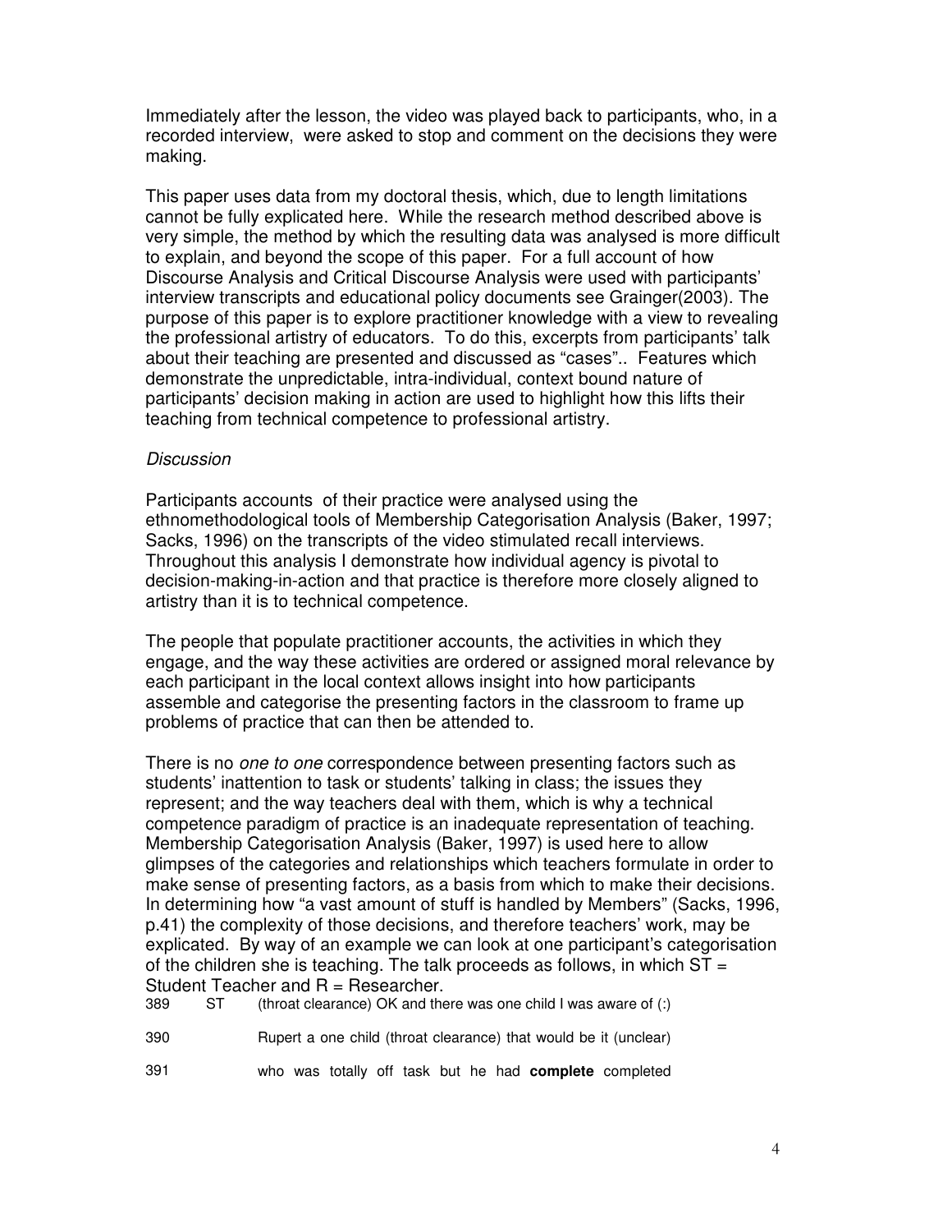Immediately after the lesson, the video was played back to participants, who, in a recorded interview, were asked to stop and comment on the decisions they were making.

This paper uses data from my doctoral thesis, which, due to length limitations cannot be fully explicated here. While the research method described above is very simple, the method by which the resulting data was analysed is more difficult to explain, and beyond the scope of this paper. For a full account of how Discourse Analysis and Critical Discourse Analysis were used with participants' interview transcripts and educational policy documents see Grainger(2003). The purpose of this paper is to explore practitioner knowledge with a view to revealing the professional artistry of educators. To do this, excerpts from participants' talk about their teaching are presented and discussed as "cases".. Features which demonstrate the unpredictable, intra-individual, context bound nature of participants' decision making in action are used to highlight how this lifts their teaching from technical competence to professional artistry.

*Discussion*

Participants accounts of their practice were analysed using the ethnomethodological tools of Membership Categorisation Analysis (Baker, 1997; Sacks, 1996) on the transcripts of the video stimulated recall interviews. Throughout this analysis I demonstrate how individual agency is pivotal to decision-making-in-action and that practice is therefore more closely aligned to artistry than it is to technical competence.

The people that populate practitioner accounts, the activities in which they engage, and the way these activities are ordered or assigned moral relevance by each participant in the local context allows insight into how participants assemble and categorise the presenting factors in the classroom to frame up problems of practice that can then be attended to.

There is no *one to one* correspondence between presenting factors such as students' inattention to task or students' talking in class; the issues they represent; and the way teachers deal with them, which is why a technical competence paradigm of practice is an inadequate representation of teaching. Membership Categorisation Analysis (Baker, 1997) is used here to allow glimpses of the categories and relationships which teachers formulate in order to make sense of presenting factors, as a basis from which to make their decisions. In determining how "a vast amount of stuff is handled by Members" (Sacks, 1996, p.41) the complexity of those decisions, and therefore teachers' work, may be explicated. By way of an example we can look at one participant's categorisation of the children she is teaching. The talk proceeds as follows, in which ST = Student Teacher and R = Researcher.

389 ST (throat clearance) OK and there was one child I was aware of (:)

390 Rupert a one child (throat clearance) that would be it (unclear)

391 who was totally off task but he had **complete** completed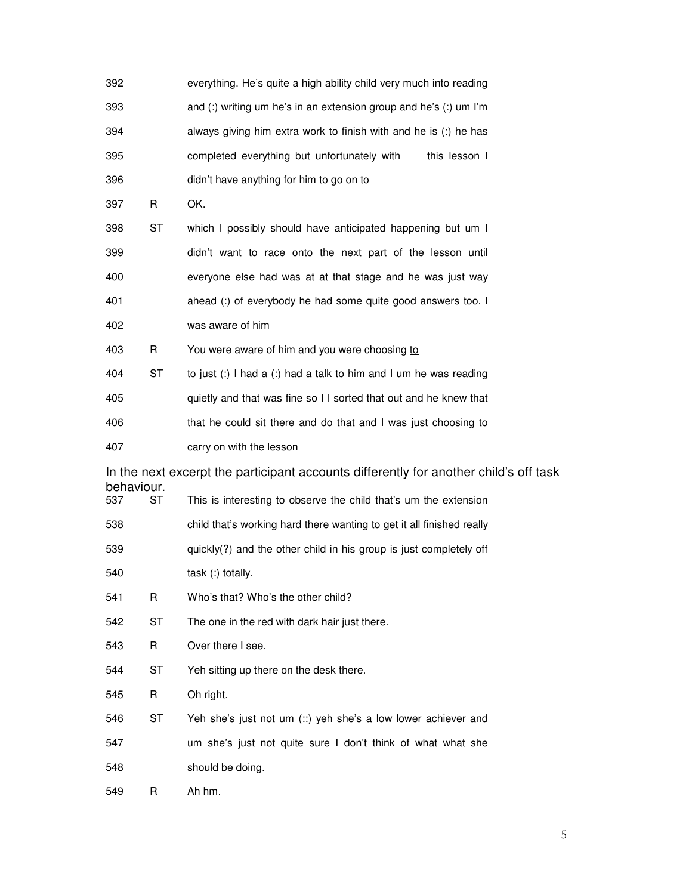| | | |
|---|---|---|
| 392 | | everything. He's quite a high ability child very much into reading |
| 393 | | and (:) writing um he's in an extension group and he's (:) um I'm |
| 394 | | always giving him extra work to finish with and he is (:) he has |
| 395 | | completed everything but unfortunately with this lesson I |
| 396 | | didn't have anything for him to go on to |
| 397 | R | OK. |
| 398 | ST | which I possibly should have anticipated happening but um I |
| 399 | | didn't want to race onto the next part of the lesson until |
| 400 | | everyone else had was at at that stage and he was just way |
| 401 | \| | ahead (:) of everybody he had some quite good answers too. I |
| 402 | | was aware of him |
| 403 | R | You were aware of him and you were choosing <u>to</u> |
| 404 | ST | <u>to</u> just (:) I had a (:) had a talk to him and I um he was reading |
| 405 | | quietly and that was fine so I I sorted that out and he knew that |
| 406 | | that he could sit there and do that and I was just choosing to |
| 407 | | carry on with the lesson |

In the next excerpt the participant accounts differently for another child's off task behaviour.

| | | |
|---|---|---|
| 537 | ST | This is interesting to observe the child that's um the extension |
| 538 | | child that's working hard there wanting to get it all finished really |
| 539 | | quickly(?) and the other child in his group is just completely off |
| 540 | | task (:) totally. |
| 541 | R | Who's that? Who's the other child? |
| 542 | ST | The one in the red with dark hair just there. |
| 543 | R | Over there I see. |
| 544 | ST | Yeh sitting up there on the desk there. |
| 545 | R | Oh right. |
| 546 | ST | Yeh she's just not um (::) yeh she's a low lower achiever and |
| 547 | | um she's just not quite sure I don't think of what what she |
| 548 | | should be doing. |
| 549 | R | Ah hm. |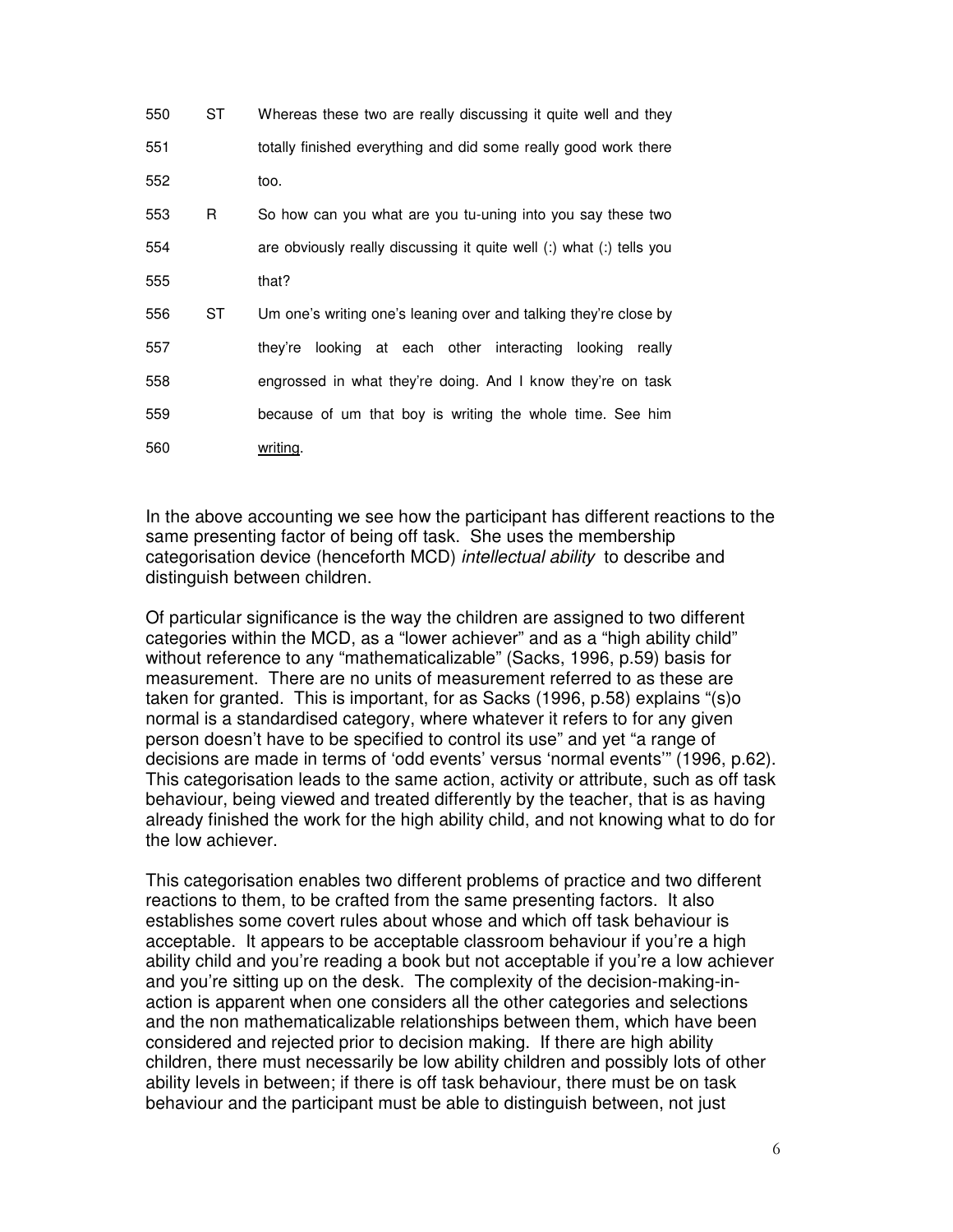| | | |
|---|---|---|
| 550 | ST | Whereas these two are really discussing it quite well and they |
| 551 | | totally finished everything and did some really good work there |
| 552 | | too. |
| 553 | R | So how can you what are you tu-uning into you say these two |
| 554 | | are obviously really discussing it quite well (:) what (:) tells you |
| 555 | | that? |
| 556 | ST | Um one's writing one's leaning over and talking they're close by |
| 557 | | they're looking at each other interacting looking really |
| 558 | | engrossed in what they're doing. And I know they're on task |
| 559 | | because of um that boy is writing the whole time. See him |
| 560 | | <u>writing</u>. |

In the above accounting we see how the participant has different reactions to the same presenting factor of being off task. She uses the membership categorisation device (henceforth MCD) *intellectual ability* to describe and distinguish between children.

Of particular significance is the way the children are assigned to two different categories within the MCD, as a "lower achiever" and as a "high ability child" without reference to any "mathematicalizable" (Sacks, 1996, p.59) basis for measurement. There are no units of measurement referred to as these are taken for granted. This is important, for as Sacks (1996, p.58) explains "(s)o normal is a standardised category, where whatever it refers to for any given person doesn't have to be specified to control its use" and yet "a range of decisions are made in terms of 'odd events' versus 'normal events'" (1996, p.62). This categorisation leads to the same action, activity or attribute, such as off task behaviour, being viewed and treated differently by the teacher, that is as having already finished the work for the high ability child, and not knowing what to do for the low achiever.

This categorisation enables two different problems of practice and two different reactions to them, to be crafted from the same presenting factors. It also establishes some covert rules about whose and which off task behaviour is acceptable. It appears to be acceptable classroom behaviour if you're a high ability child and you're reading a book but not acceptable if you're a low achiever and you're sitting up on the desk. The complexity of the decision-making-in-action is apparent when one considers all the other categories and selections and the non mathematicalizable relationships between them, which have been considered and rejected prior to decision making. If there are high ability children, there must necessarily be low ability children and possibly lots of other ability levels in between; if there is off task behaviour, there must be on task behaviour and the participant must be able to distinguish between, not just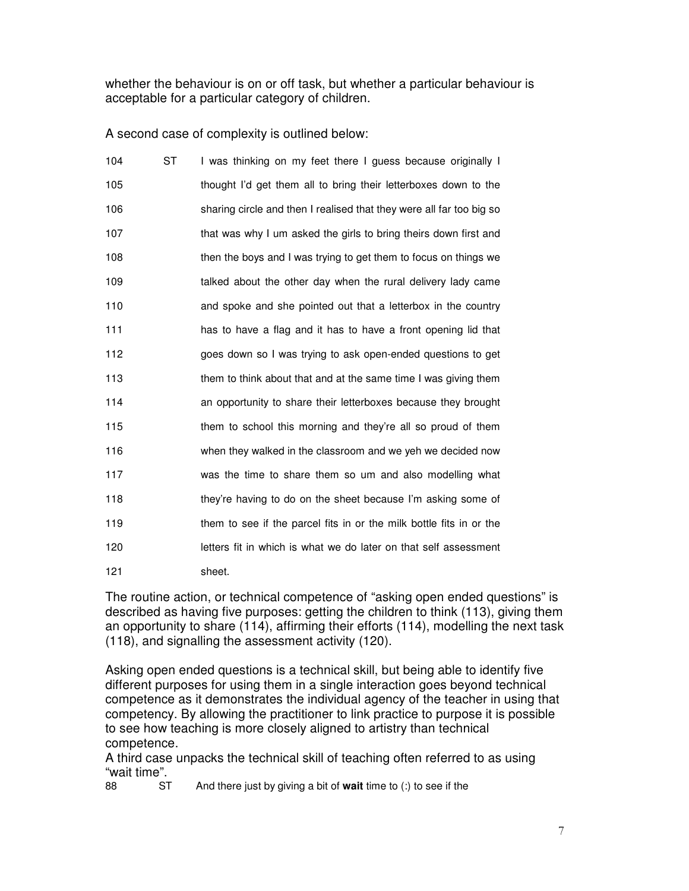whether the behaviour is on or off task, but whether a particular behaviour is acceptable for a particular category of children.

A second case of complexity is outlined below:

| | | |
|---|---|---|
| 104 | ST | I was thinking on my feet there I guess because originally I |
| 105 | | thought I'd get them all to bring their letterboxes down to the |
| 106 | | sharing circle and then I realised that they were all far too big so |
| 107 | | that was why I um asked the girls to bring theirs down first and |
| 108 | | then the boys and I was trying to get them to focus on things we |
| 109 | | talked about the other day when the rural delivery lady came |
| 110 | | and spoke and she pointed out that a letterbox in the country |
| 111 | | has to have a flag and it has to have a front opening lid that |
| 112 | | goes down so I was trying to ask open-ended questions to get |
| 113 | | them to think about that and at the same time I was giving them |
| 114 | | an opportunity to share their letterboxes because they brought |
| 115 | | them to school this morning and they're all so proud of them |
| 116 | | when they walked in the classroom and we yeh we decided now |
| 117 | | was the time to share them so um and also modelling what |
| 118 | | they're having to do on the sheet because I'm asking some of |
| 119 | | them to see if the parcel fits in or the milk bottle fits in or the |
| 120 | | letters fit in which is what we do later on that self assessment |
| 121 | | sheet. |

The routine action, or technical competence of "asking open ended questions" is described as having five purposes: getting the children to think (113), giving them an opportunity to share (114), affirming their efforts (114), modelling the next task (118), and signalling the assessment activity (120).

Asking open ended questions is a technical skill, but being able to identify five different purposes for using them in a single interaction goes beyond technical competence as it demonstrates the individual agency of the teacher in using that competency. By allowing the practitioner to link practice to purpose it is possible to see how teaching is more closely aligned to artistry than technical competence.

A third case unpacks the technical skill of teaching often referred to as using "wait time".

88 ST And there just by giving a bit of **wait** time to (:) to see if the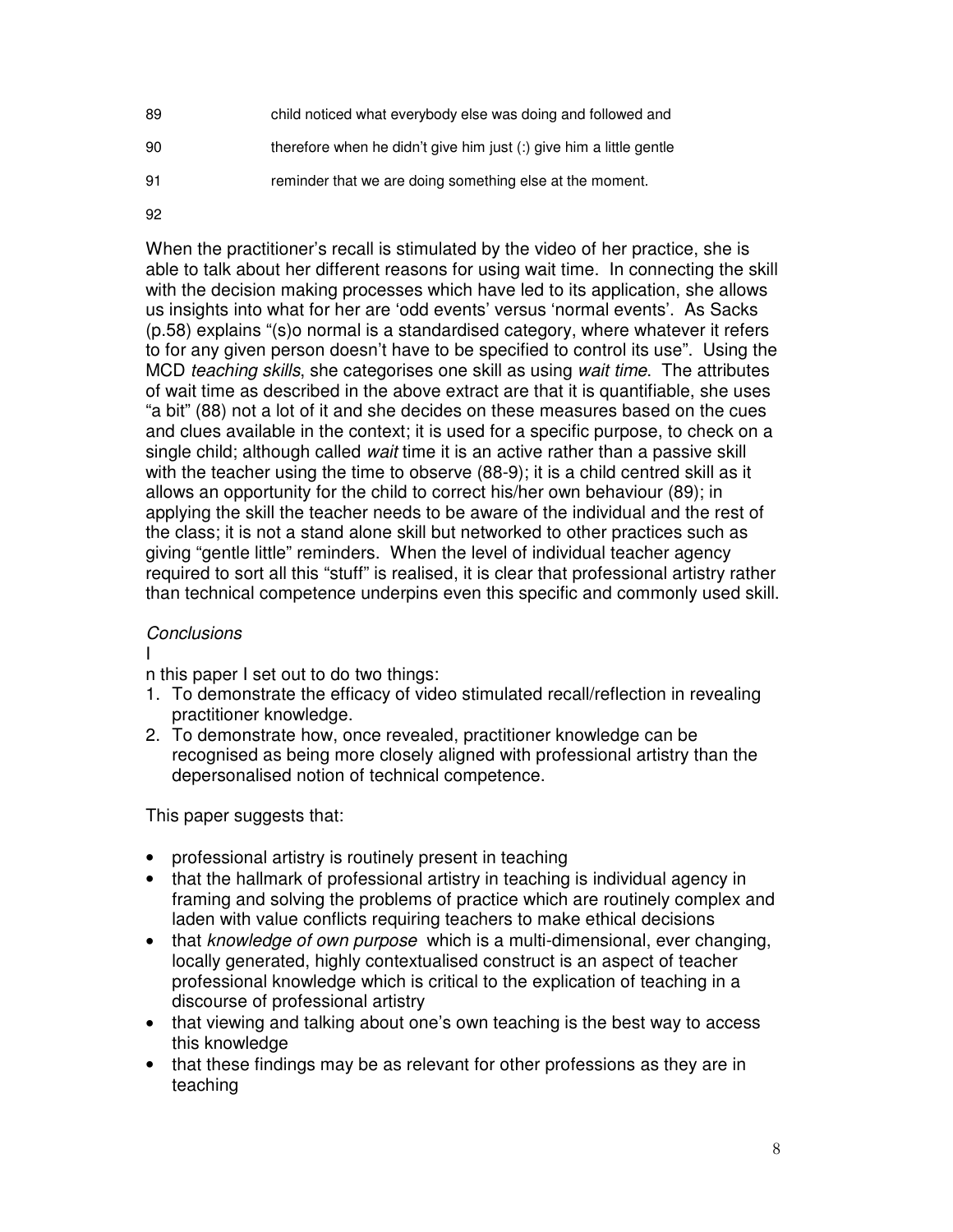89 child noticed what everybody else was doing and followed and

90 therefore when he didn't give him just (:) give him a little gentle

91 reminder that we are doing something else at the moment.

92

When the practitioner's recall is stimulated by the video of her practice, she is able to talk about her different reasons for using wait time. In connecting the skill with the decision making processes which have led to its application, she allows us insights into what for her are 'odd events' versus 'normal events'. As Sacks (p.58) explains "(s)o normal is a standardised category, where whatever it refers to for any given person doesn't have to be specified to control its use". Using the MCD *teaching skills*, she categorises one skill as using *wait time*. The attributes of wait time as described in the above extract are that it is quantifiable, she uses "a bit" (88) not a lot of it and she decides on these measures based on the cues and clues available in the context; it is used for a specific purpose, to check on a single child; although called *wait* time it is an active rather than a passive skill with the teacher using the time to observe (88-9); it is a child centred skill as it allows an opportunity for the child to correct his/her own behaviour (89); in applying the skill the teacher needs to be aware of the individual and the rest of the class; it is not a stand alone skill but networked to other practices such as giving "gentle little" reminders. When the level of individual teacher agency required to sort all this "stuff" is realised, it is clear that professional artistry rather than technical competence underpins even this specific and commonly used skill.

*Conclusions*

In this paper I set out to do two things:

1. To demonstrate the efficacy of video stimulated recall/reflection in revealing practitioner knowledge.
2. To demonstrate how, once revealed, practitioner knowledge can be recognised as being more closely aligned with professional artistry than the depersonalised notion of technical competence.

This paper suggests that:

- professional artistry is routinely present in teaching
- that the hallmark of professional artistry in teaching is individual agency in framing and solving the problems of practice which are routinely complex and laden with value conflicts requiring teachers to make ethical decisions
- that *knowledge of own purpose* which is a multi-dimensional, ever changing, locally generated, highly contextualised construct is an aspect of teacher professional knowledge which is critical to the explication of teaching in a discourse of professional artistry
- that viewing and talking about one's own teaching is the best way to access this knowledge
- that these findings may be as relevant for other professions as they are in teaching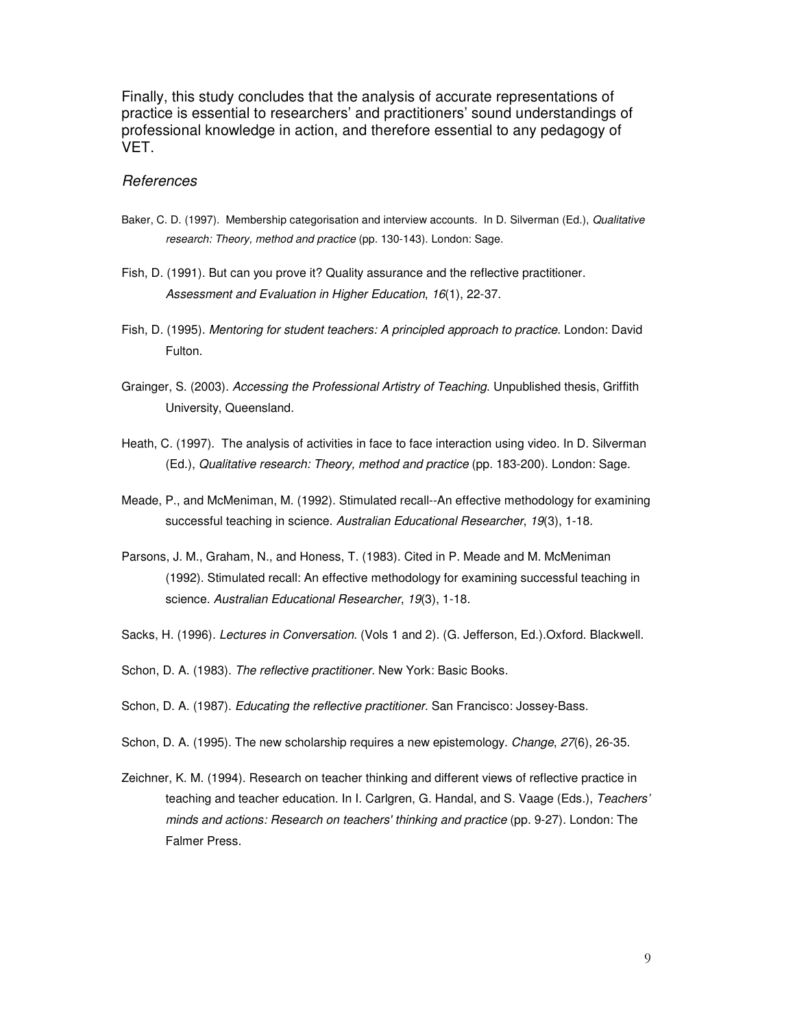Finally, this study concludes that the analysis of accurate representations of practice is essential to researchers' and practitioners' sound understandings of professional knowledge in action, and therefore essential to any pedagogy of VET.

*References*

Baker, C. D. (1997). Membership categorisation and interview accounts. In D. Silverman (Ed.), *Qualitative research: Theory, method and practice* (pp. 130-143). London: Sage.

Fish, D. (1991). But can you prove it? Quality assurance and the reflective practitioner. *Assessment and Evaluation in Higher Education*, *16*(1), 22-37.

Fish, D. (1995). *Mentoring for student teachers: A principled approach to practice*. London: David Fulton.

Grainger, S. (2003). *Accessing the Professional Artistry of Teaching*. Unpublished thesis, Griffith University, Queensland.

Heath, C. (1997). The analysis of activities in face to face interaction using video. In D. Silverman (Ed.), *Qualitative research: Theory, method and practice* (pp. 183-200). London: Sage.

Meade, P., and McMeniman, M. (1992). Stimulated recall--An effective methodology for examining successful teaching in science. *Australian Educational Researcher*, *19*(3), 1-18.

Parsons, J. M., Graham, N., and Honess, T. (1983). Cited in P. Meade and M. McMeniman (1992). Stimulated recall: An effective methodology for examining successful teaching in science. *Australian Educational Researcher*, *19*(3), 1-18.

Sacks, H. (1996). *Lectures in Conversation*. (Vols 1 and 2). (G. Jefferson, Ed.).Oxford. Blackwell.

Schon, D. A. (1983). *The reflective practitioner*. New York: Basic Books.

Schon, D. A. (1987). *Educating the reflective practitioner.* San Francisco: Jossey-Bass.

Schon, D. A. (1995). The new scholarship requires a new epistemology. *Change*, *27*(6), 26-35.

Zeichner, K. M. (1994). Research on teacher thinking and different views of reflective practice in teaching and teacher education. In I. Carlgren, G. Handal, and S. Vaage (Eds.), *Teachers' minds and actions: Research on teachers' thinking and practice* (pp. 9-27). London: The Falmer Press.